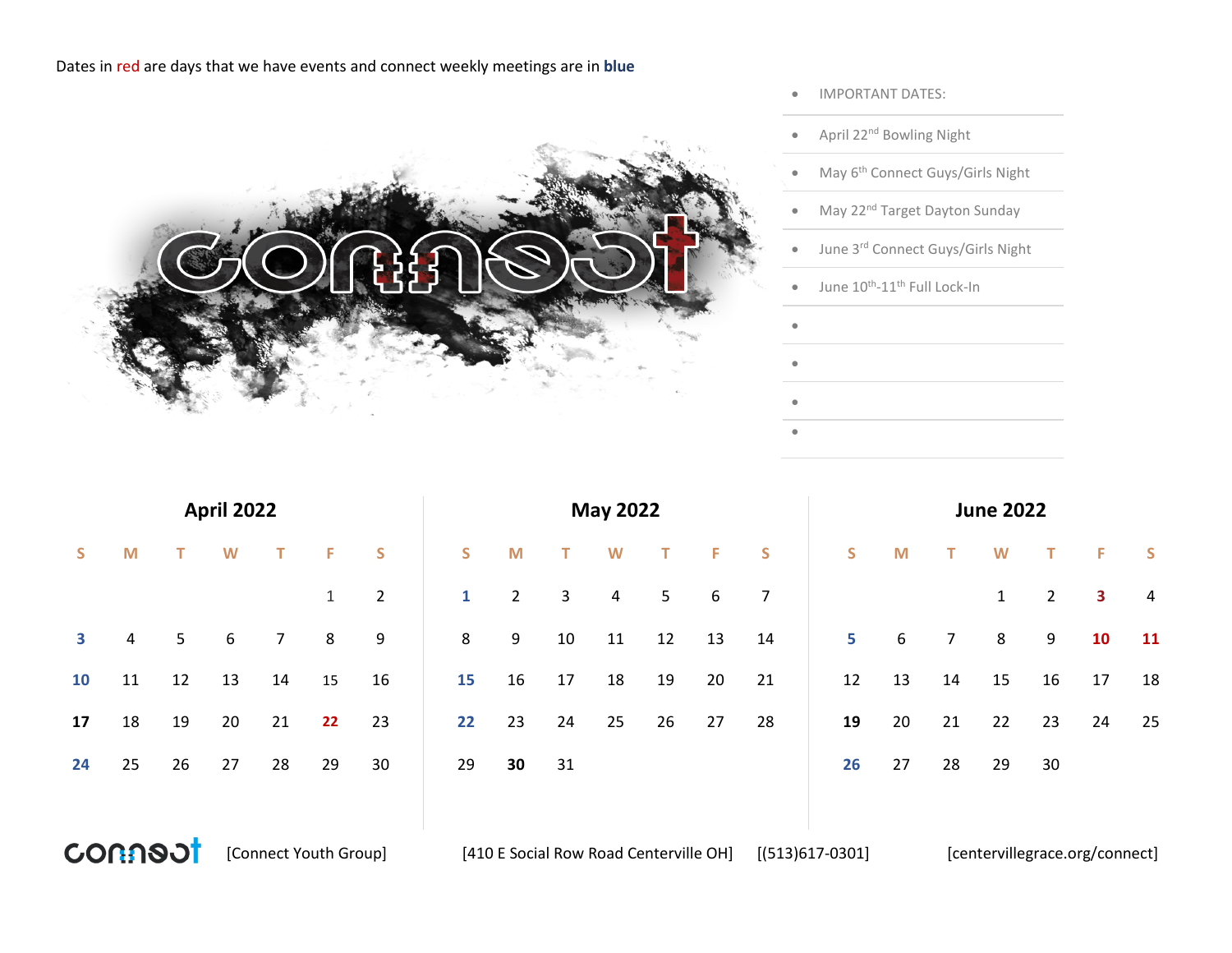Dates in red are days that we have events and connect weekly meetings are in **blue**

- IMPORTANT DATES:
- April 22nd Bowling Night
- May 6th Connect Guys/Girls Night
- May 22nd Target Dayton Sunday
- June 3rd Connect Guys/Girls Night
- June 10th-11th Full Lock-In

## April 2022

| S | M | T | W | T | F | S |
|---|---|---|---|---|---|---|
| | | | | | 1 | 2 |
| **3** | 4 | 5 | 6 | 7 | 8 | 9 |
| **10** | 11 | 12 | 13 | 14 | 15 | 16 |
| **17** | 18 | 19 | 20 | 21 | **22** | 23 |
| **24** | 25 | 26 | 27 | 28 | 29 | 30 |

## May 2022

| S | M | T | W | T | F | S |
|---|---|---|---|---|---|---|
| **1** | 2 | 3 | 4 | 5 | 6 | 7 |
| 8 | 9 | 10 | 11 | 12 | 13 | 14 |
| **15** | 16 | 17 | 18 | 19 | 20 | 21 |
| **22** | 23 | 24 | 25 | 26 | 27 | 28 |
| 29 | **30** | 31 | | | | |

## June 2022

| S | M | T | W | T | F | S |
|---|---|---|---|---|---|---|
| | | | 1 | 2 | **3** | 4 |
| **5** | 6 | 7 | 8 | 9 | **10** | **11** |
| 12 | 13 | 14 | 15 | 16 | 17 | 18 |
| **19** | 20 | 21 | 22 | 23 | 24 | 25 |
| **26** | 27 | 28 | 29 | 30 | | |

[Connect Youth Group] [410 E Social Row Road Centerville OH] [(513)617-0301] [centervillegrace.org/connect]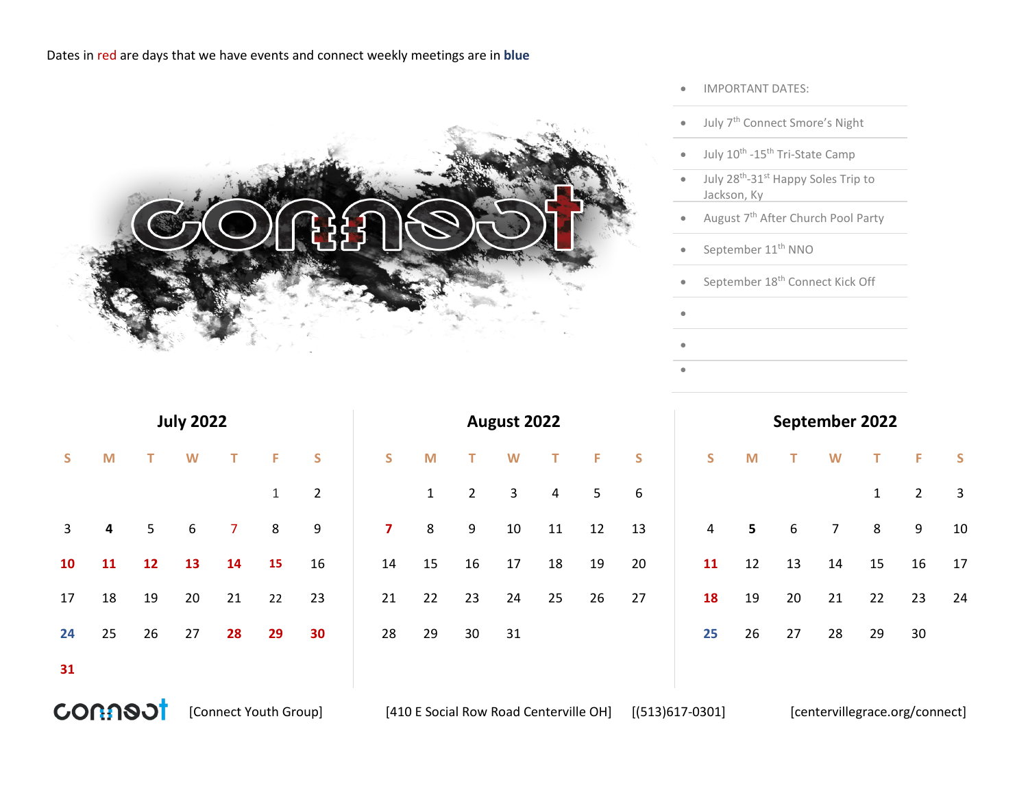Dates in red are days that we have events and connect weekly meetings are in **blue**

- IMPORTANT DATES:
- July 7th Connect Smore's Night
- July 10th -15th Tri-State Camp
- July 28th-31st Happy Soles Trip to Jackson, Ky
- August 7th After Church Pool Party
- September 11th NNO
- September 18th Connect Kick Off

## July 2022

| S | M | T | W | T | F | S |
|---|---|---|---|---|---|---|
| | | | | | 1 | 2 |
| 3 | **4** | 5 | 6 | 7 | 8 | 9 |
| **10** | **11** | **12** | **13** | **14** | **15** | 16 |
| 17 | 18 | 19 | 20 | 21 | 22 | 23 |
| **24** | 25 | 26 | 27 | **28** | **29** | **30** |
| **31** | | | | | | |

## August 2022

| S | M | T | W | T | F | S |
|---|---|---|---|---|---|---|
| | 1 | 2 | 3 | 4 | 5 | 6 |
| **7** | 8 | 9 | 10 | 11 | 12 | 13 |
| 14 | 15 | 16 | 17 | 18 | 19 | 20 |
| 21 | 22 | 23 | 24 | 25 | 26 | 27 |
| 28 | 29 | 30 | 31 | | | |

## September 2022

| S | M | T | W | T | F | S |
|---|---|---|---|---|---|---|
| | | | | 1 | 2 | 3 |
| 4 | **5** | 6 | 7 | 8 | 9 | 10 |
| **11** | 12 | 13 | 14 | 15 | 16 | 17 |
| **18** | 19 | 20 | 21 | 22 | 23 | 24 |
| **25** | 26 | 27 | 28 | 29 | 30 | |

[Connect Youth Group] [410 E Social Row Road Centerville OH] [(513)617-0301] [centervillegrace.org/connect]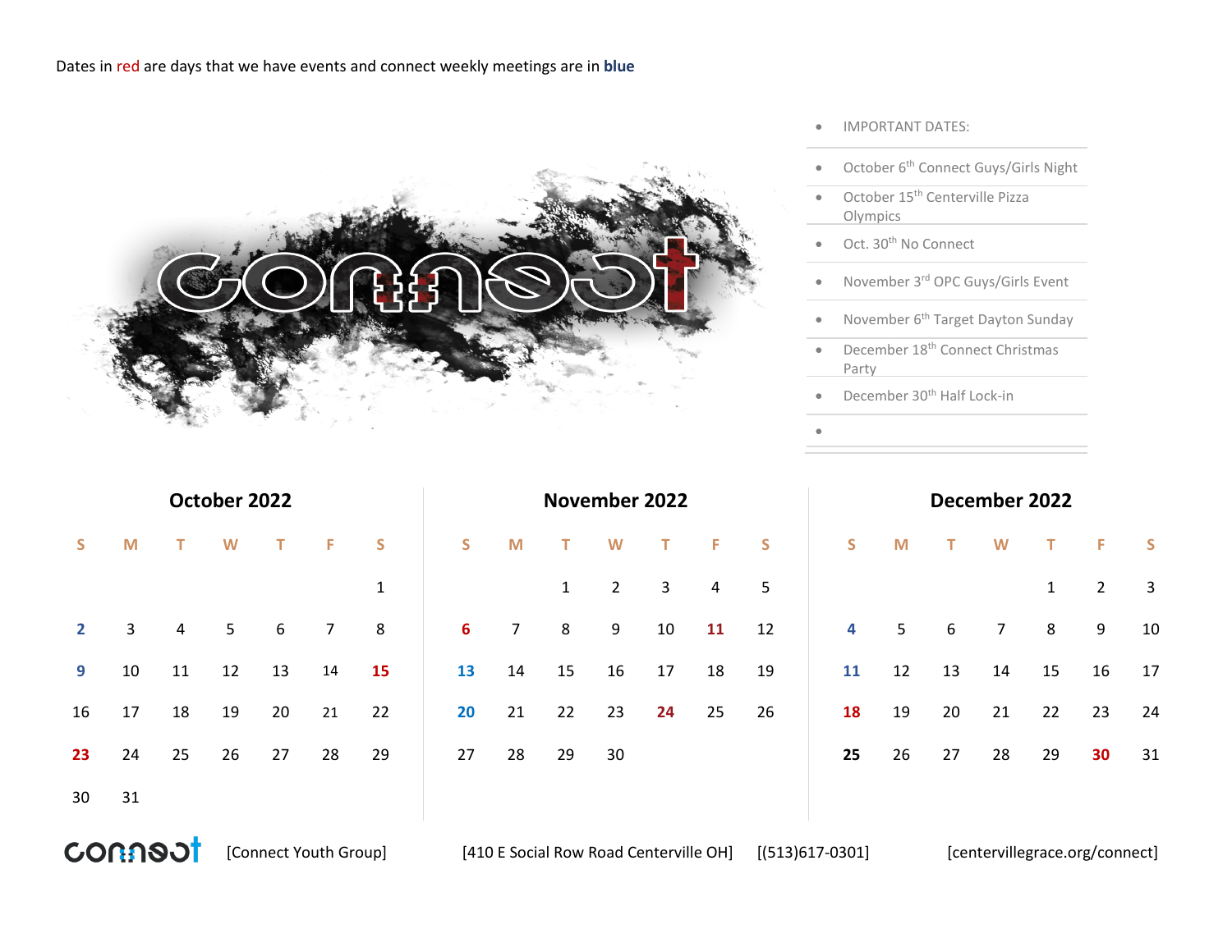Dates in red are days that we have events and connect weekly meetings are in **blue**

- IMPORTANT DATES:
- October 6th Connect Guys/Girls Night
- October 15th Centerville Pizza Olympics
- Oct. 30th No Connect
- November 3rd OPC Guys/Girls Event
- November 6th Target Dayton Sunday
- December 18th Connect Christmas Party
- December 30th Half Lock-in

## October 2022

| S | M | T | W | T | F | S |
|---|---|---|---|---|---|---|
| | | | | | | 1 |
| **2** | 3 | 4 | 5 | 6 | 7 | 8 |
| **9** | 10 | 11 | 12 | 13 | 14 | **15** |
| 16 | 17 | 18 | 19 | 20 | 21 | 22 |
| **23** | 24 | 25 | 26 | 27 | 28 | 29 |
| 30 | 31 | | | | | |

## November 2022

| S | M | T | W | T | F | S |
|---|---|---|---|---|---|---|
| | | 1 | 2 | 3 | 4 | 5 |
| **6** | 7 | 8 | 9 | 10 | **11** | 12 |
| **13** | 14 | 15 | 16 | 17 | 18 | 19 |
| **20** | 21 | 22 | 23 | **24** | 25 | 26 |
| 27 | 28 | 29 | 30 | | | |

## December 2022

| S | M | T | W | T | F | S |
|---|---|---|---|---|---|---|
| | | | | 1 | 2 | 3 |
| **4** | 5 | 6 | 7 | 8 | 9 | 10 |
| **11** | 12 | 13 | 14 | 15 | 16 | 17 |
| **18** | 19 | 20 | 21 | 22 | 23 | 24 |
| **25** | 26 | 27 | 28 | 29 | **30** | 31 |

[Connect Youth Group] [410 E Social Row Road Centerville OH] [(513)617-0301] [centervillegrace.org/connect]